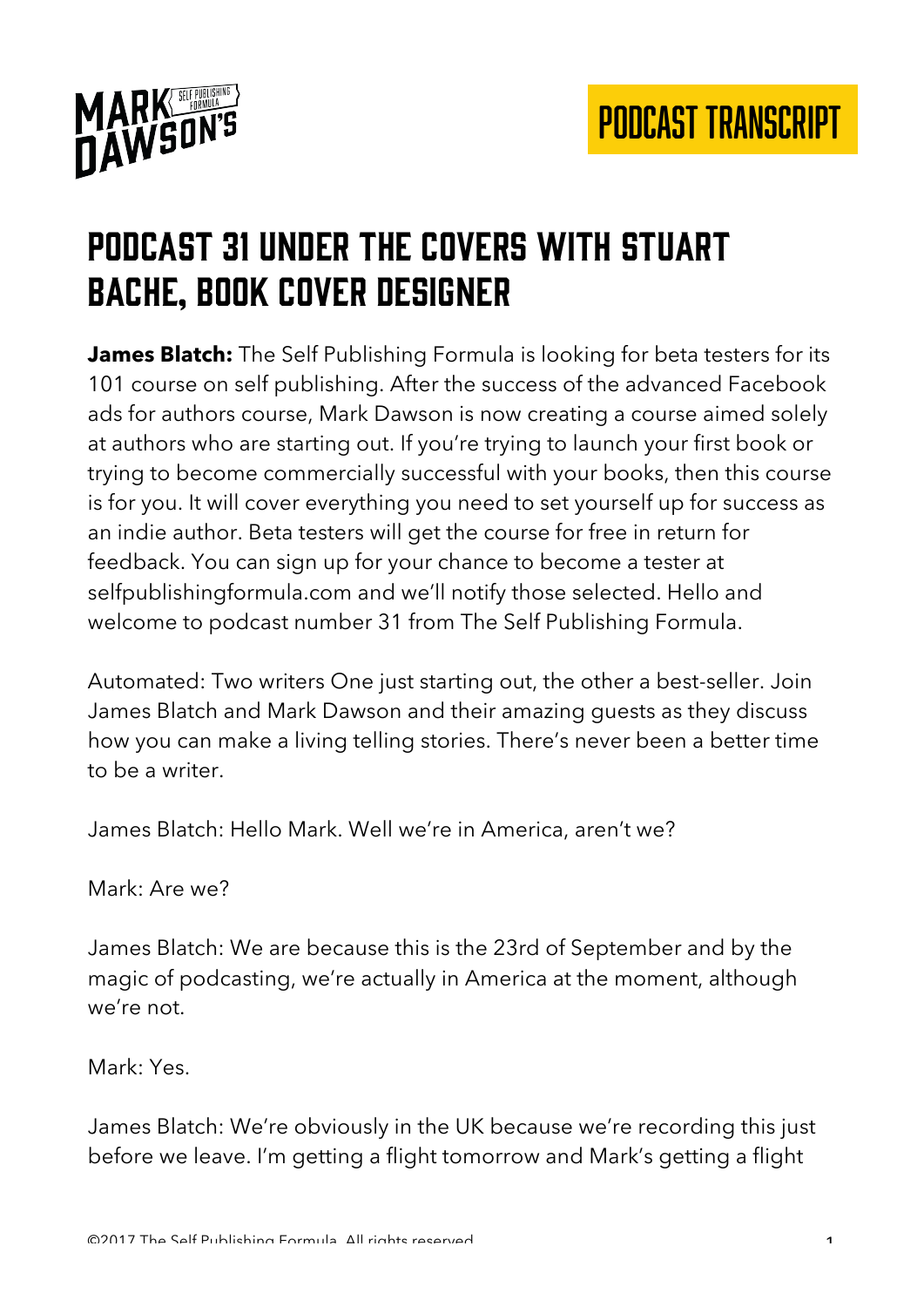# PODCAST 31 UNDER THE COVERS WITH STUART BACHE, BOOK COVER DESIGNER

**James Blatch:** The Self Publishing Formula is looking for beta testers for its 101 course on self publishing. After the success of the advanced Facebook ads for authors course, Mark Dawson is now creating a course aimed solely at authors who are starting out. If you're trying to launch your first book or trying to become commercially successful with your books, then this course is for you. It will cover everything you need to set yourself up for success as an indie author. Beta testers will get the course for free in return for feedback. You can sign up for your chance to become a tester at selfpublishingformula.com and we'll notify those selected. Hello and welcome to podcast number 31 from The Self Publishing Formula.

Automated: Two writers One just starting out, the other a best-seller. Join James Blatch and Mark Dawson and their amazing guests as they discuss how you can make a living telling stories. There's never been a better time to be a writer.

James Blatch: Hello Mark. Well we're in America, aren't we?

Mark: Are we?

James Blatch: We are because this is the 23rd of September and by the magic of podcasting, we're actually in America at the moment, although we're not.

Mark: Yes.

James Blatch: We're obviously in the UK because we're recording this just before we leave. I'm getting a flight tomorrow and Mark's getting a flight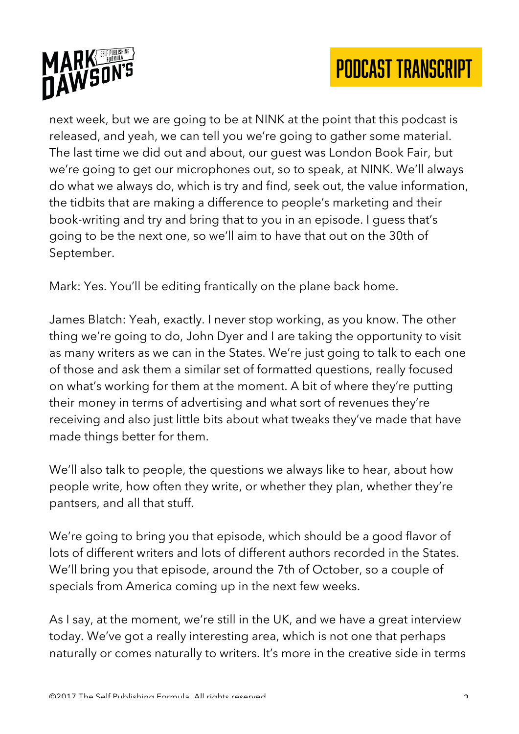next week, but we are going to be at NINK at the point that this podcast is released, and yeah, we can tell you we're going to gather some material. The last time we did out and about, our guest was London Book Fair, but we're going to get our microphones out, so to speak, at NINK. We'll always do what we always do, which is try and find, seek out, the value information, the tidbits that are making a difference to people's marketing and their book-writing and try and bring that to you in an episode. I guess that's going to be the next one, so we'll aim to have that out on the 30th of September.

Mark: Yes. You'll be editing frantically on the plane back home.

James Blatch: Yeah, exactly. I never stop working, as you know. The other thing we're going to do, John Dyer and I are taking the opportunity to visit as many writers as we can in the States. We're just going to talk to each one of those and ask them a similar set of formatted questions, really focused on what's working for them at the moment. A bit of where they're putting their money in terms of advertising and what sort of revenues they're receiving and also just little bits about what tweaks they've made that have made things better for them.

We'll also talk to people, the questions we always like to hear, about how people write, how often they write, or whether they plan, whether they're pantsers, and all that stuff.

We're going to bring you that episode, which should be a good flavor of lots of different writers and lots of different authors recorded in the States. We'll bring you that episode, around the 7th of October, so a couple of specials from America coming up in the next few weeks.

As I say, at the moment, we're still in the UK, and we have a great interview today. We've got a really interesting area, which is not one that perhaps naturally or comes naturally to writers. It's more in the creative side in terms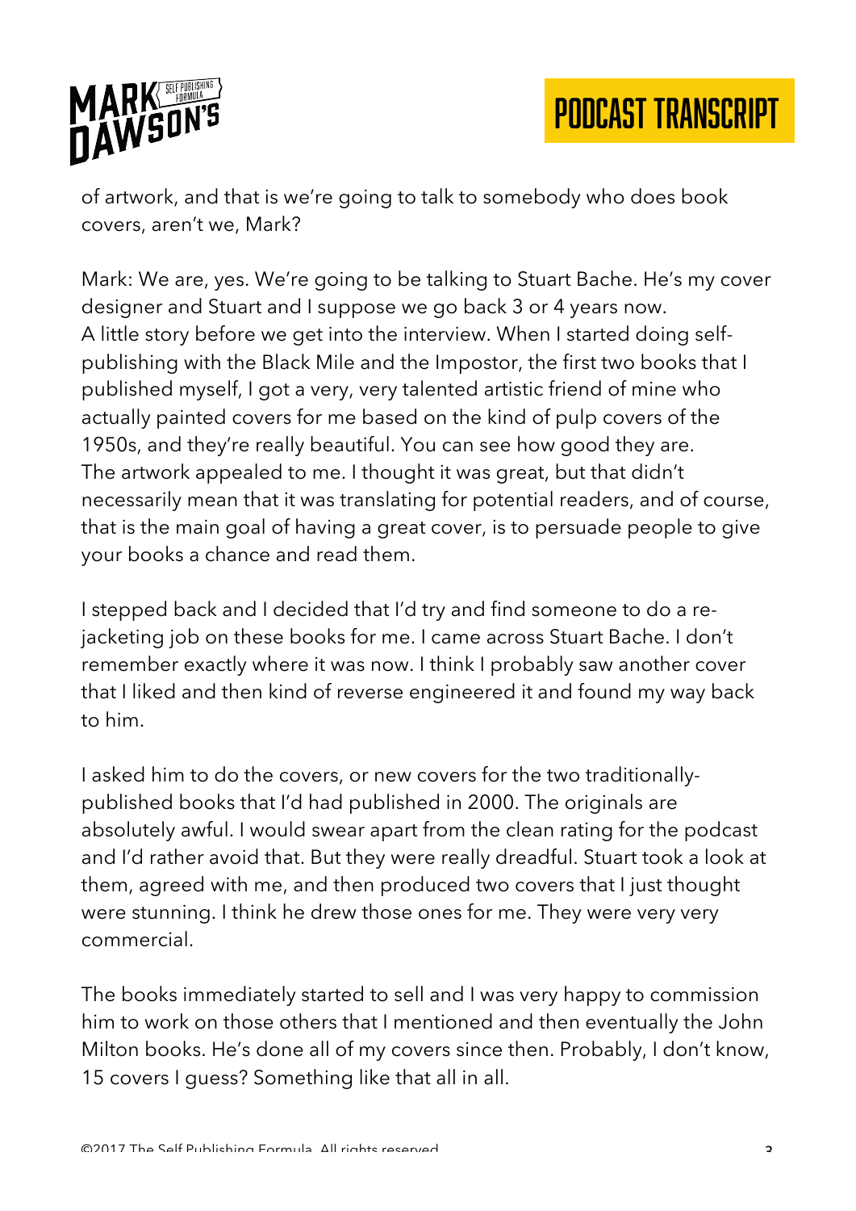of artwork, and that is we're going to talk to somebody who does book covers, aren't we, Mark?

Mark: We are, yes. We're going to be talking to Stuart Bache. He's my cover designer and Stuart and I suppose we go back 3 or 4 years now. A little story before we get into the interview. When I started doing self-publishing with the Black Mile and the Impostor, the first two books that I published myself, I got a very, very talented artistic friend of mine who actually painted covers for me based on the kind of pulp covers of the 1950s, and they're really beautiful. You can see how good they are. The artwork appealed to me. I thought it was great, but that didn't necessarily mean that it was translating for potential readers, and of course, that is the main goal of having a great cover, is to persuade people to give your books a chance and read them.

I stepped back and I decided that I'd try and find someone to do a re-jacketing job on these books for me. I came across Stuart Bache. I don't remember exactly where it was now. I think I probably saw another cover that I liked and then kind of reverse engineered it and found my way back to him.

I asked him to do the covers, or new covers for the two traditionally-published books that I'd had published in 2000. The originals are absolutely awful. I would swear apart from the clean rating for the podcast and I'd rather avoid that. But they were really dreadful. Stuart took a look at them, agreed with me, and then produced two covers that I just thought were stunning. I think he drew those ones for me. They were very very commercial.

The books immediately started to sell and I was very happy to commission him to work on those others that I mentioned and then eventually the John Milton books. He's done all of my covers since then. Probably, I don't know, 15 covers I guess? Something like that all in all.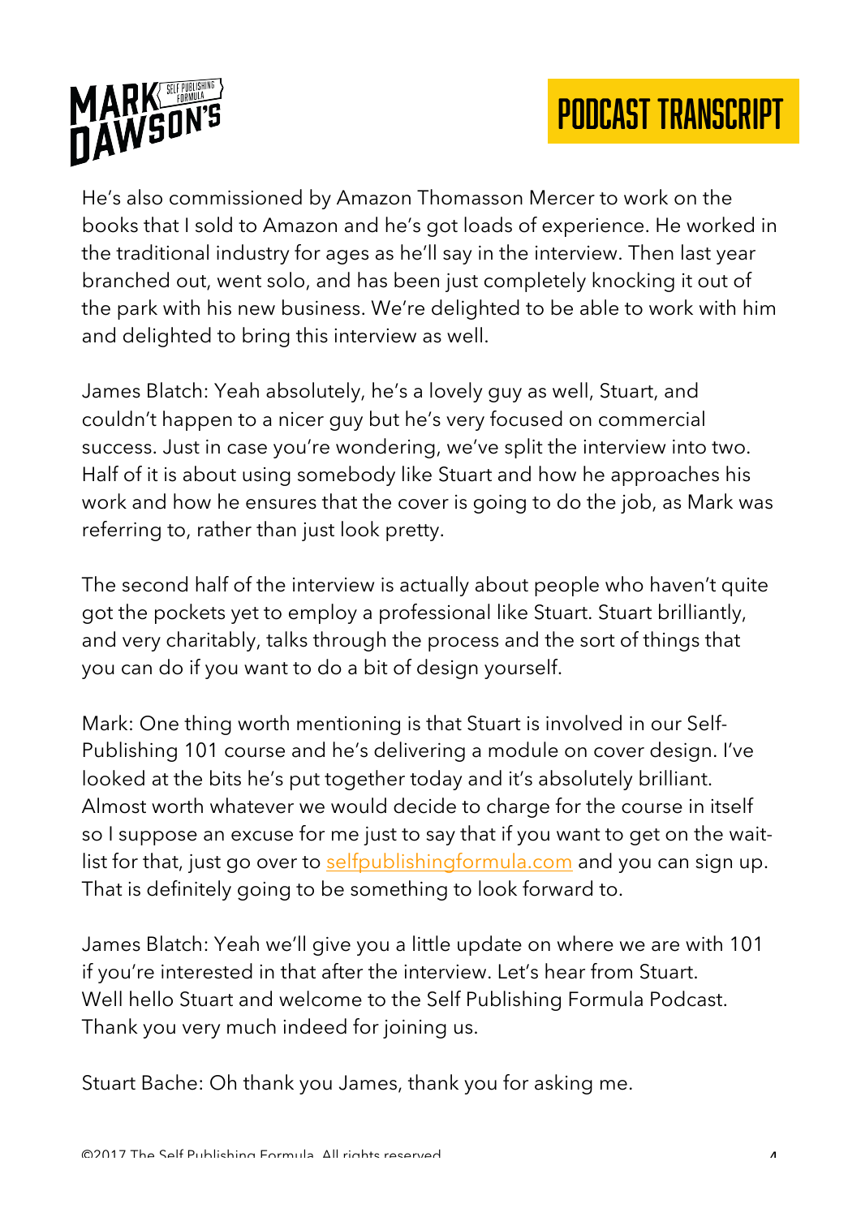He's also commissioned by Amazon Thomasson Mercer to work on the books that I sold to Amazon and he's got loads of experience. He worked in the traditional industry for ages as he'll say in the interview. Then last year branched out, went solo, and has been just completely knocking it out of the park with his new business. We're delighted to be able to work with him and delighted to bring this interview as well.

James Blatch: Yeah absolutely, he's a lovely guy as well, Stuart, and couldn't happen to a nicer guy but he's very focused on commercial success. Just in case you're wondering, we've split the interview into two. Half of it is about using somebody like Stuart and how he approaches his work and how he ensures that the cover is going to do the job, as Mark was referring to, rather than just look pretty.

The second half of the interview is actually about people who haven't quite got the pockets yet to employ a professional like Stuart. Stuart brilliantly, and very charitably, talks through the process and the sort of things that you can do if you want to do a bit of design yourself.

Mark: One thing worth mentioning is that Stuart is involved in our Self-Publishing 101 course and he's delivering a module on cover design. I've looked at the bits he's put together today and it's absolutely brilliant. Almost worth whatever we would decide to charge for the course in itself so I suppose an excuse for me just to say that if you want to get on the wait-list for that, just go over to [selfpublishingformula.com](selfpublishingformula.com) and you can sign up. That is definitely going to be something to look forward to.

James Blatch: Yeah we'll give you a little update on where we are with 101 if you're interested in that after the interview. Let's hear from Stuart. Well hello Stuart and welcome to the Self Publishing Formula Podcast. Thank you very much indeed for joining us.

Stuart Bache: Oh thank you James, thank you for asking me.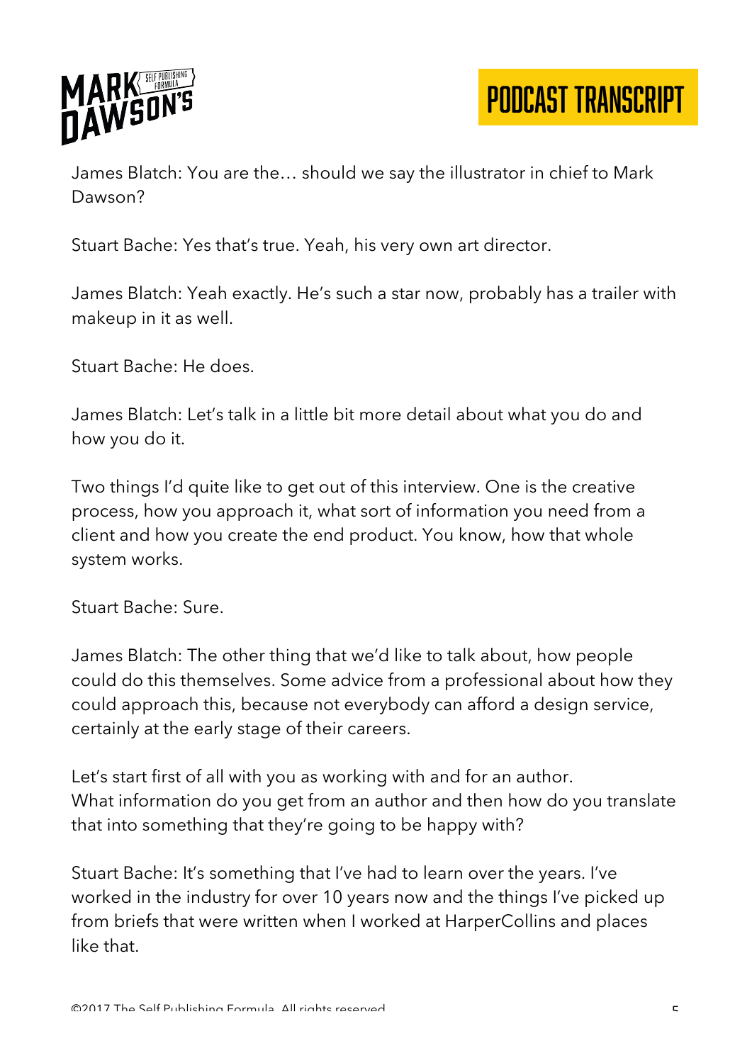James Blatch: You are the… should we say the illustrator in chief to Mark Dawson?

Stuart Bache: Yes that's true. Yeah, his very own art director.

James Blatch: Yeah exactly. He's such a star now, probably has a trailer with makeup in it as well.

Stuart Bache: He does.

James Blatch: Let's talk in a little bit more detail about what you do and how you do it.

Two things I'd quite like to get out of this interview. One is the creative process, how you approach it, what sort of information you need from a client and how you create the end product. You know, how that whole system works.

Stuart Bache: Sure.

James Blatch: The other thing that we'd like to talk about, how people could do this themselves. Some advice from a professional about how they could approach this, because not everybody can afford a design service, certainly at the early stage of their careers.

Let's start first of all with you as working with and for an author. What information do you get from an author and then how do you translate that into something that they're going to be happy with?

Stuart Bache: It's something that I've had to learn over the years. I've worked in the industry for over 10 years now and the things I've picked up from briefs that were written when I worked at HarperCollins and places like that.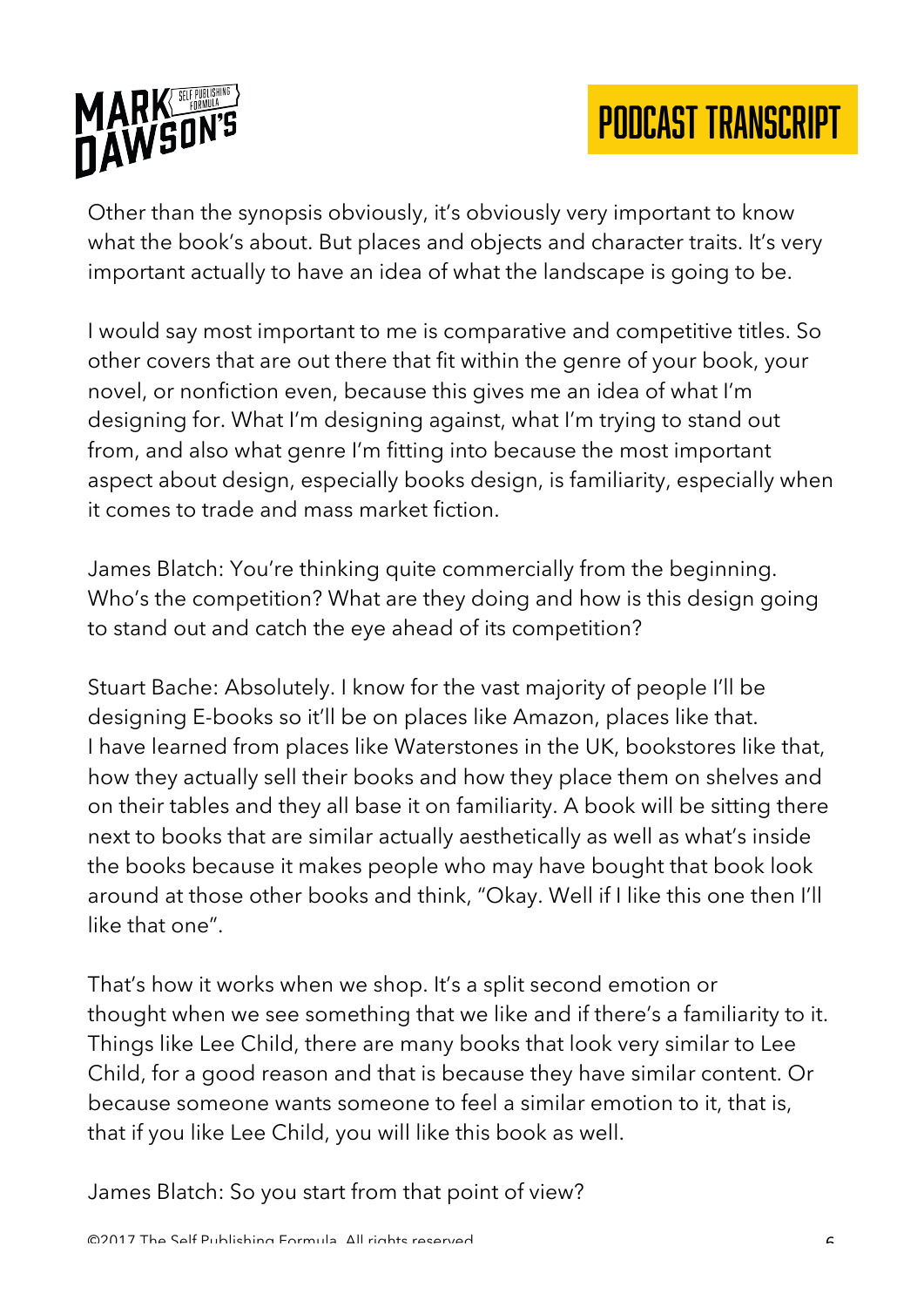Other than the synopsis obviously, it's obviously very important to know what the book's about. But places and objects and character traits. It's very important actually to have an idea of what the landscape is going to be.

I would say most important to me is comparative and competitive titles. So other covers that are out there that fit within the genre of your book, your novel, or nonfiction even, because this gives me an idea of what I'm designing for. What I'm designing against, what I'm trying to stand out from, and also what genre I'm fitting into because the most important aspect about design, especially books design, is familiarity, especially when it comes to trade and mass market fiction.

James Blatch: You're thinking quite commercially from the beginning. Who's the competition? What are they doing and how is this design going to stand out and catch the eye ahead of its competition?

Stuart Bache: Absolutely. I know for the vast majority of people I'll be designing E-books so it'll be on places like Amazon, places like that. I have learned from places like Waterstones in the UK, bookstores like that, how they actually sell their books and how they place them on shelves and on their tables and they all base it on familiarity. A book will be sitting there next to books that are similar actually aesthetically as well as what's inside the books because it makes people who may have bought that book look around at those other books and think, "Okay. Well if I like this one then I'll like that one".

That's how it works when we shop. It's a split second emotion or thought when we see something that we like and if there's a familiarity to it. Things like Lee Child, there are many books that look very similar to Lee Child, for a good reason and that is because they have similar content. Or because someone wants someone to feel a similar emotion to it, that is, that if you like Lee Child, you will like this book as well.

James Blatch: So you start from that point of view?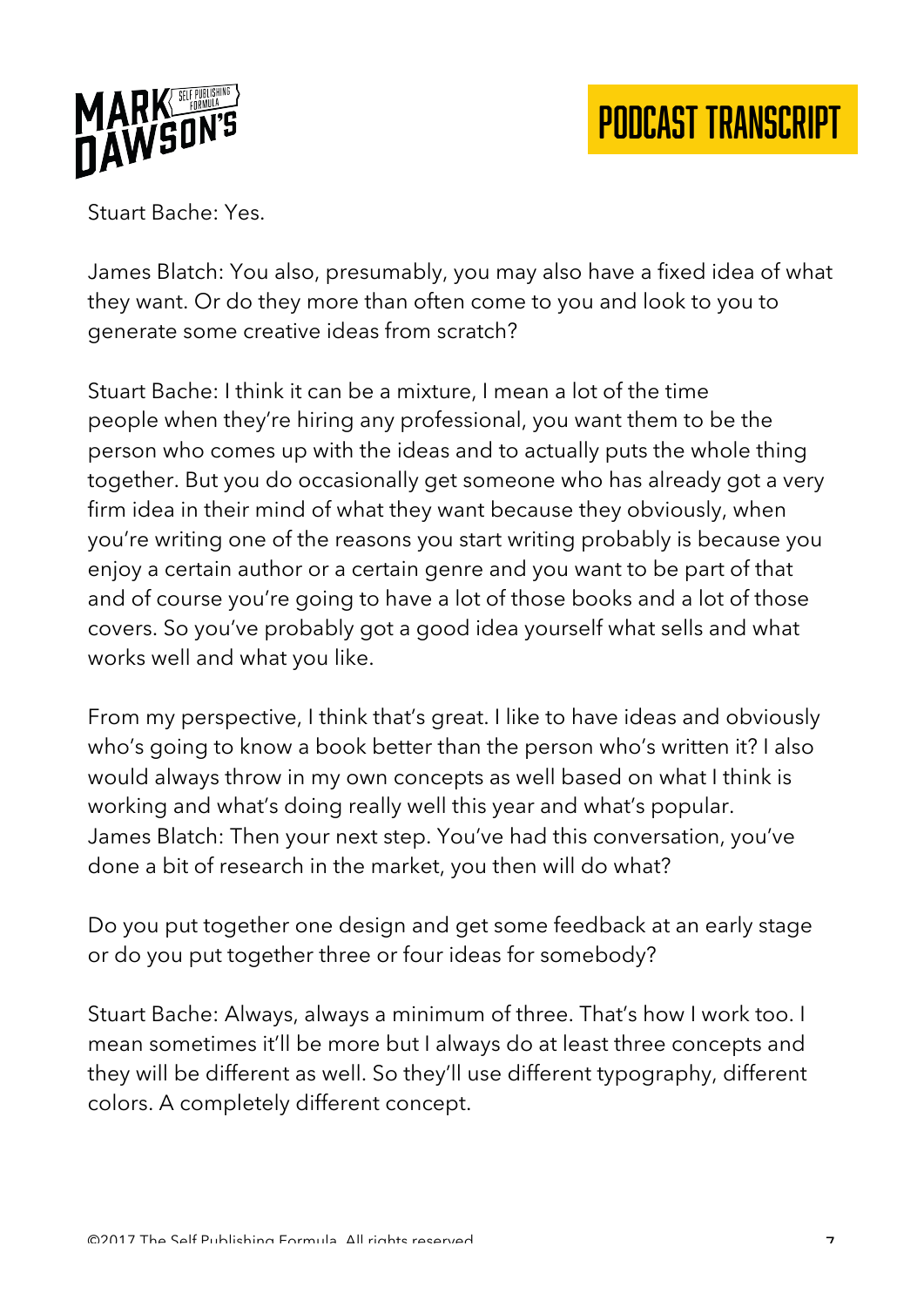Stuart Bache: Yes.

James Blatch: You also, presumably, you may also have a fixed idea of what they want. Or do they more than often come to you and look to you to generate some creative ideas from scratch?

Stuart Bache: I think it can be a mixture, I mean a lot of the time people when they're hiring any professional, you want them to be the person who comes up with the ideas and to actually puts the whole thing together. But you do occasionally get someone who has already got a very firm idea in their mind of what they want because they obviously, when you're writing one of the reasons you start writing probably is because you enjoy a certain author or a certain genre and you want to be part of that and of course you're going to have a lot of those books and a lot of those covers. So you've probably got a good idea yourself what sells and what works well and what you like.

From my perspective, I think that's great. I like to have ideas and obviously who's going to know a book better than the person who's written it? I also would always throw in my own concepts as well based on what I think is working and what's doing really well this year and what's popular.

James Blatch: Then your next step. You've had this conversation, you've done a bit of research in the market, you then will do what?

Do you put together one design and get some feedback at an early stage or do you put together three or four ideas for somebody?

Stuart Bache: Always, always a minimum of three. That's how I work too. I mean sometimes it'll be more but I always do at least three concepts and they will be different as well. So they'll use different typography, different colors. A completely different concept.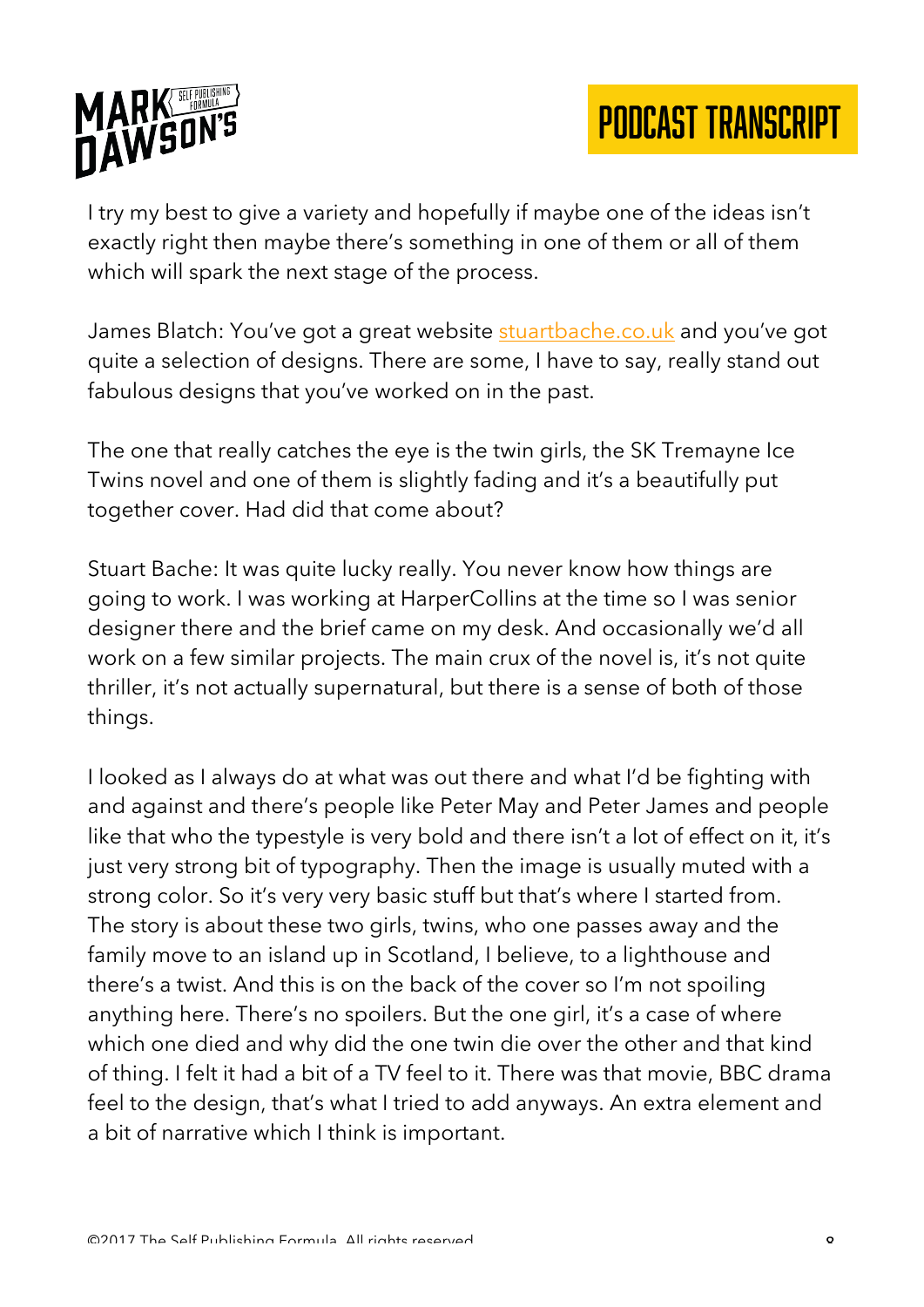I try my best to give a variety and hopefully if maybe one of the ideas isn't exactly right then maybe there's something in one of them or all of them which will spark the next stage of the process.

James Blatch: You've got a great website [stuartbache.co.uk](http://stuartbache.co.uk) and you've got quite a selection of designs. There are some, I have to say, really stand out fabulous designs that you've worked on in the past.

The one that really catches the eye is the twin girls, the SK Tremayne Ice Twins novel and one of them is slightly fading and it's a beautifully put together cover. Had did that come about?

Stuart Bache: It was quite lucky really. You never know how things are going to work. I was working at HarperCollins at the time so I was senior designer there and the brief came on my desk. And occasionally we'd all work on a few similar projects. The main crux of the novel is, it's not quite thriller, it's not actually supernatural, but there is a sense of both of those things.

I looked as I always do at what was out there and what I'd be fighting with and against and there's people like Peter May and Peter James and people like that who the typestyle is very bold and there isn't a lot of effect on it, it's just very strong bit of typography. Then the image is usually muted with a strong color. So it's very very basic stuff but that's where I started from. The story is about these two girls, twins, who one passes away and the family move to an island up in Scotland, I believe, to a lighthouse and there's a twist. And this is on the back of the cover so I'm not spoiling anything here. There's no spoilers. But the one girl, it's a case of where which one died and why did the one twin die over the other and that kind of thing. I felt it had a bit of a TV feel to it. There was that movie, BBC drama feel to the design, that's what I tried to add anyways. An extra element and a bit of narrative which I think is important.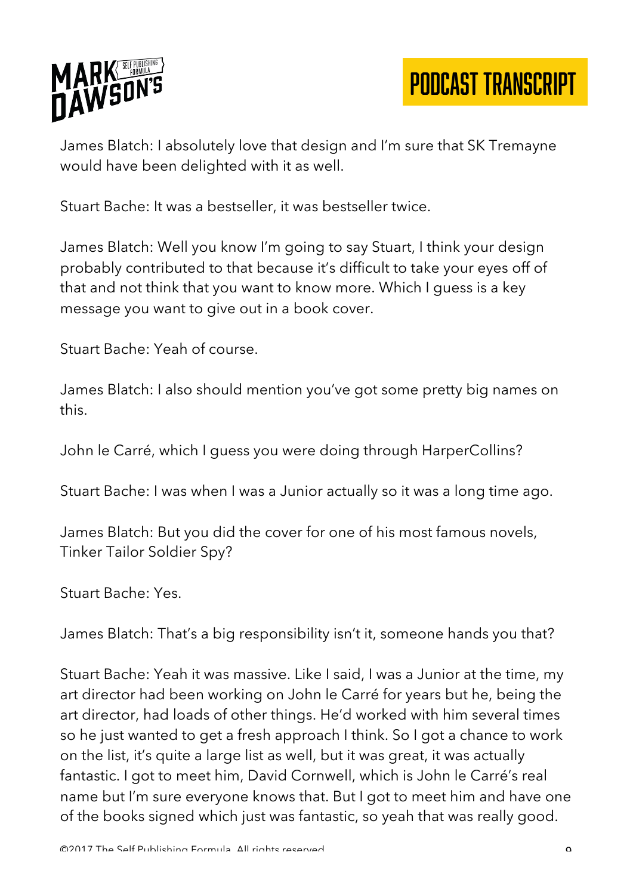James Blatch: I absolutely love that design and I'm sure that SK Tremayne would have been delighted with it as well.

Stuart Bache: It was a bestseller, it was bestseller twice.

James Blatch: Well you know I'm going to say Stuart, I think your design probably contributed to that because it's difficult to take your eyes off of that and not think that you want to know more. Which I guess is a key message you want to give out in a book cover.

Stuart Bache: Yeah of course.

James Blatch: I also should mention you've got some pretty big names on this.

John le Carré, which I guess you were doing through HarperCollins?

Stuart Bache: I was when I was a Junior actually so it was a long time ago.

James Blatch: But you did the cover for one of his most famous novels, Tinker Tailor Soldier Spy?

Stuart Bache: Yes.

James Blatch: That's a big responsibility isn't it, someone hands you that?

Stuart Bache: Yeah it was massive. Like I said, I was a Junior at the time, my art director had been working on John le Carré for years but he, being the art director, had loads of other things. He'd worked with him several times so he just wanted to get a fresh approach I think. So I got a chance to work on the list, it's quite a large list as well, but it was great, it was actually fantastic. I got to meet him, David Cornwell, which is John le Carré's real name but I'm sure everyone knows that. But I got to meet him and have one of the books signed which just was fantastic, so yeah that was really good.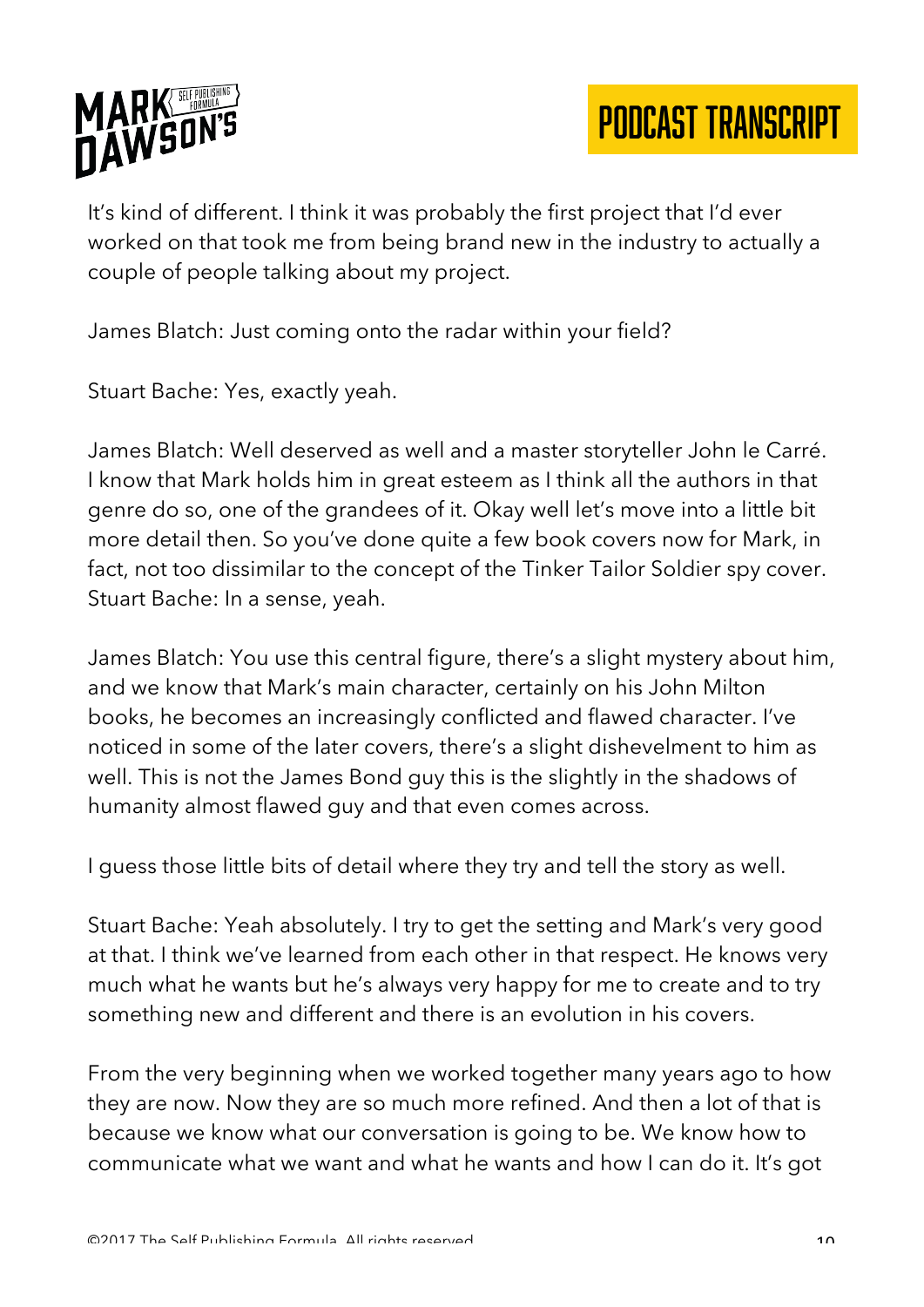It's kind of different. I think it was probably the first project that I'd ever worked on that took me from being brand new in the industry to actually a couple of people talking about my project.

James Blatch: Just coming onto the radar within your field?

Stuart Bache: Yes, exactly yeah.

James Blatch: Well deserved as well and a master storyteller John le Carré. I know that Mark holds him in great esteem as I think all the authors in that genre do so, one of the grandees of it. Okay well let's move into a little bit more detail then. So you've done quite a few book covers now for Mark, in fact, not too dissimilar to the concept of the Tinker Tailor Soldier spy cover.
Stuart Bache: In a sense, yeah.

James Blatch: You use this central figure, there's a slight mystery about him, and we know that Mark's main character, certainly on his John Milton books, he becomes an increasingly conflicted and flawed character. I've noticed in some of the later covers, there's a slight dishevelment to him as well. This is not the James Bond guy this is the slightly in the shadows of humanity almost flawed guy and that even comes across.

I guess those little bits of detail where they try and tell the story as well.

Stuart Bache: Yeah absolutely. I try to get the setting and Mark's very good at that. I think we've learned from each other in that respect. He knows very much what he wants but he's always very happy for me to create and to try something new and different and there is an evolution in his covers.

From the very beginning when we worked together many years ago to how they are now. Now they are so much more refined. And then a lot of that is because we know what our conversation is going to be. We know how to communicate what we want and what he wants and how I can do it. It's got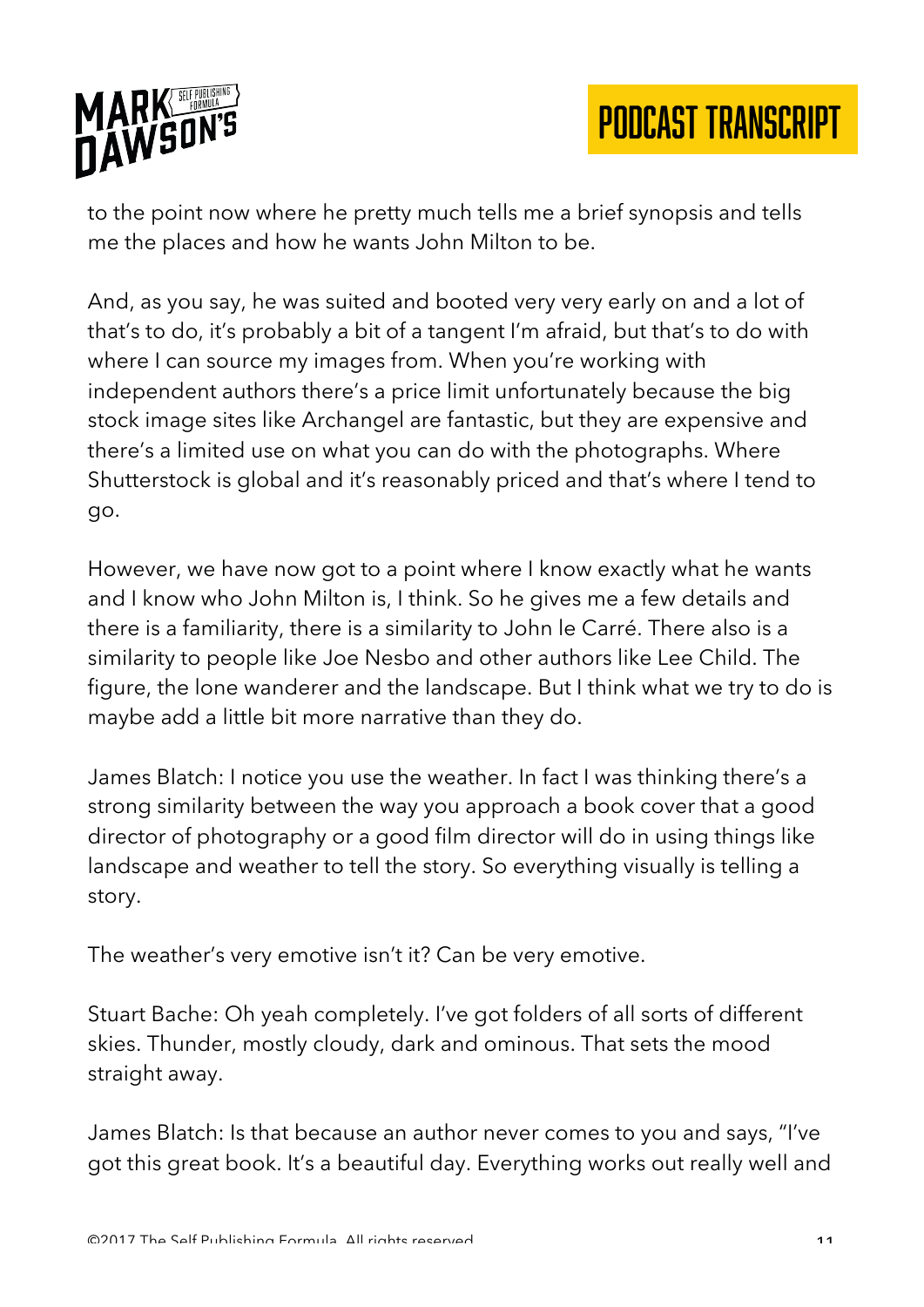to the point now where he pretty much tells me a brief synopsis and tells me the places and how he wants John Milton to be.

And, as you say, he was suited and booted very very early on and a lot of that's to do, it's probably a bit of a tangent I'm afraid, but that's to do with where I can source my images from. When you're working with independent authors there's a price limit unfortunately because the big stock image sites like Archangel are fantastic, but they are expensive and there's a limited use on what you can do with the photographs. Where Shutterstock is global and it's reasonably priced and that's where I tend to go.

However, we have now got to a point where I know exactly what he wants and I know who John Milton is, I think. So he gives me a few details and there is a familiarity, there is a similarity to John le Carré. There also is a similarity to people like Joe Nesbo and other authors like Lee Child. The figure, the lone wanderer and the landscape. But I think what we try to do is maybe add a little bit more narrative than they do.

James Blatch: I notice you use the weather. In fact I was thinking there's a strong similarity between the way you approach a book cover that a good director of photography or a good film director will do in using things like landscape and weather to tell the story. So everything visually is telling a story.

The weather's very emotive isn't it? Can be very emotive.

Stuart Bache: Oh yeah completely. I've got folders of all sorts of different skies. Thunder, mostly cloudy, dark and ominous. That sets the mood straight away.

James Blatch: Is that because an author never comes to you and says, "I've got this great book. It's a beautiful day. Everything works out really well and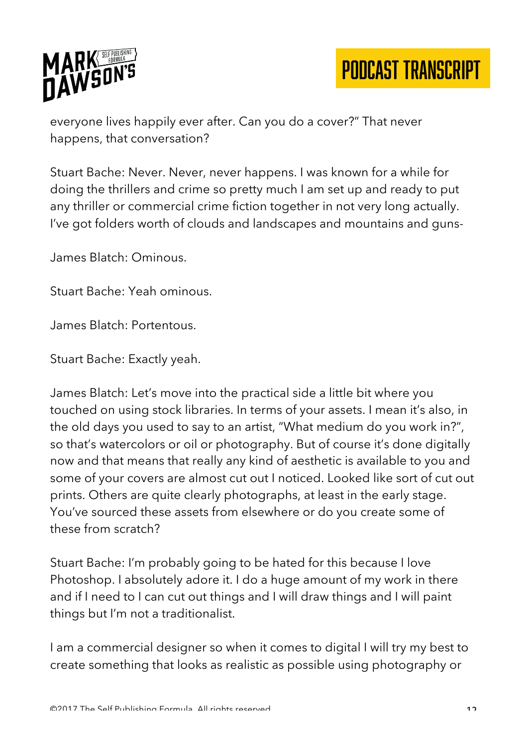everyone lives happily ever after. Can you do a cover?" That never happens, that conversation?

Stuart Bache: Never. Never, never happens. I was known for a while for doing the thrillers and crime so pretty much I am set up and ready to put any thriller or commercial crime fiction together in not very long actually. I've got folders worth of clouds and landscapes and mountains and guns-

James Blatch: Ominous.

Stuart Bache: Yeah ominous.

James Blatch: Portentous.

Stuart Bache: Exactly yeah.

James Blatch: Let's move into the practical side a little bit where you touched on using stock libraries. In terms of your assets. I mean it's also, in the old days you used to say to an artist, "What medium do you work in?", so that's watercolors or oil or photography. But of course it's done digitally now and that means that really any kind of aesthetic is available to you and some of your covers are almost cut out I noticed. Looked like sort of cut out prints. Others are quite clearly photographs, at least in the early stage. You've sourced these assets from elsewhere or do you create some of these from scratch?

Stuart Bache: I'm probably going to be hated for this because I love Photoshop. I absolutely adore it. I do a huge amount of my work in there and if I need to I can cut out things and I will draw things and I will paint things but I'm not a traditionalist.

I am a commercial designer so when it comes to digital I will try my best to create something that looks as realistic as possible using photography or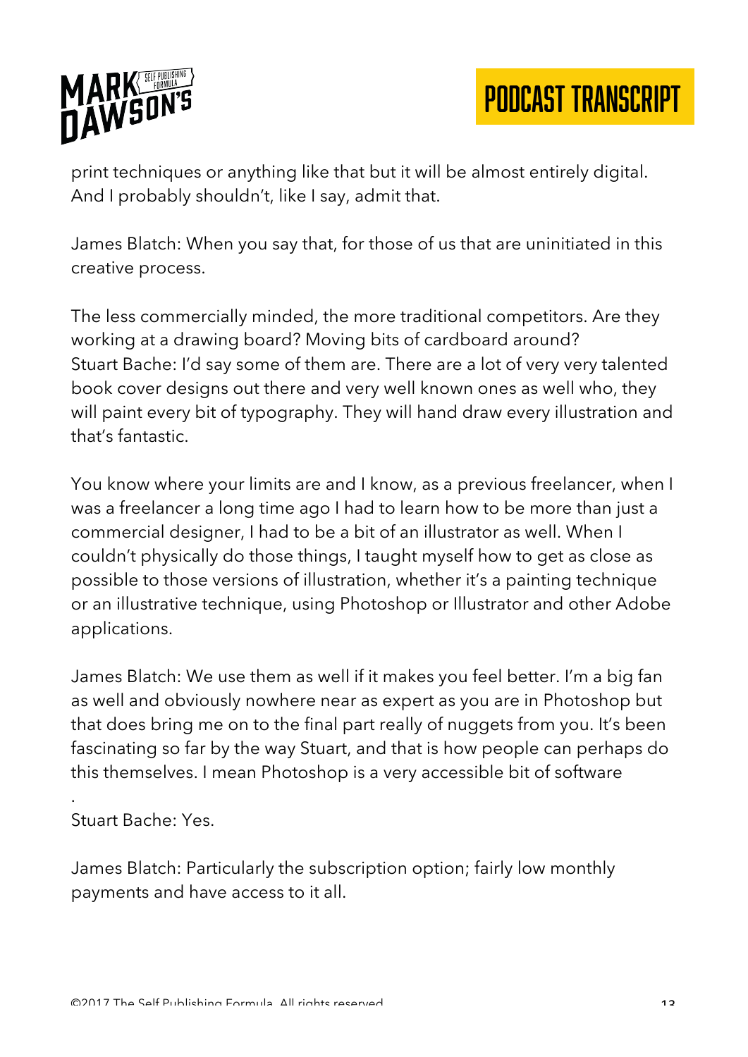print techniques or anything like that but it will be almost entirely digital. And I probably shouldn't, like I say, admit that.

James Blatch: When you say that, for those of us that are uninitiated in this creative process.

The less commercially minded, the more traditional competitors. Are they working at a drawing board? Moving bits of cardboard around?
Stuart Bache: I'd say some of them are. There are a lot of very very talented book cover designs out there and very well known ones as well who, they will paint every bit of typography. They will hand draw every illustration and that's fantastic.

You know where your limits are and I know, as a previous freelancer, when I was a freelancer a long time ago I had to learn how to be more than just a commercial designer, I had to be a bit of an illustrator as well. When I couldn't physically do those things, I taught myself how to get as close as possible to those versions of illustration, whether it's a painting technique or an illustrative technique, using Photoshop or Illustrator and other Adobe applications.

James Blatch: We use them as well if it makes you feel better. I'm a big fan as well and obviously nowhere near as expert as you are in Photoshop but that does bring me on to the final part really of nuggets from you. It's been fascinating so far by the way Stuart, and that is how people can perhaps do this themselves. I mean Photoshop is a very accessible bit of software

.
Stuart Bache: Yes.

James Blatch: Particularly the subscription option; fairly low monthly payments and have access to it all.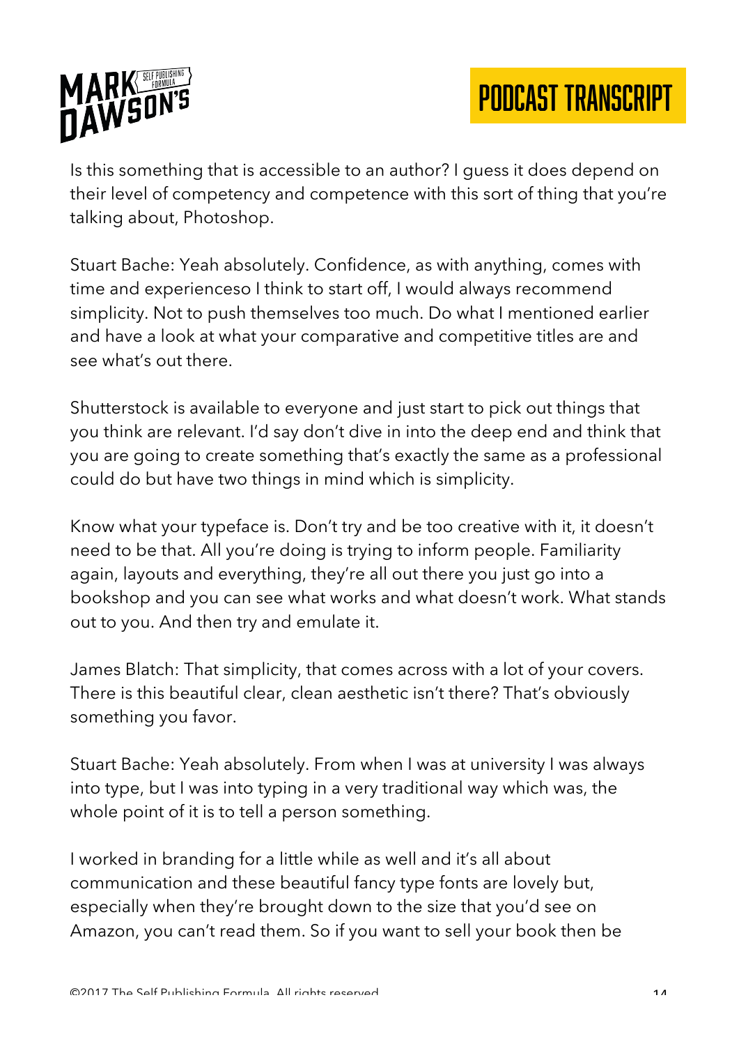Is this something that is accessible to an author? I guess it does depend on their level of competency and competence with this sort of thing that you're talking about, Photoshop.

Stuart Bache: Yeah absolutely. Confidence, as with anything, comes with time and experienceso I think to start off, I would always recommend simplicity. Not to push themselves too much. Do what I mentioned earlier and have a look at what your comparative and competitive titles are and see what's out there.

Shutterstock is available to everyone and just start to pick out things that you think are relevant. I'd say don't dive in into the deep end and think that you are going to create something that's exactly the same as a professional could do but have two things in mind which is simplicity.

Know what your typeface is. Don't try and be too creative with it, it doesn't need to be that. All you're doing is trying to inform people. Familiarity again, layouts and everything, they're all out there you just go into a bookshop and you can see what works and what doesn't work. What stands out to you. And then try and emulate it.

James Blatch: That simplicity, that comes across with a lot of your covers. There is this beautiful clear, clean aesthetic isn't there? That's obviously something you favor.

Stuart Bache: Yeah absolutely. From when I was at university I was always into type, but I was into typing in a very traditional way which was, the whole point of it is to tell a person something.

I worked in branding for a little while as well and it's all about communication and these beautiful fancy type fonts are lovely but, especially when they're brought down to the size that you'd see on Amazon, you can't read them. So if you want to sell your book then be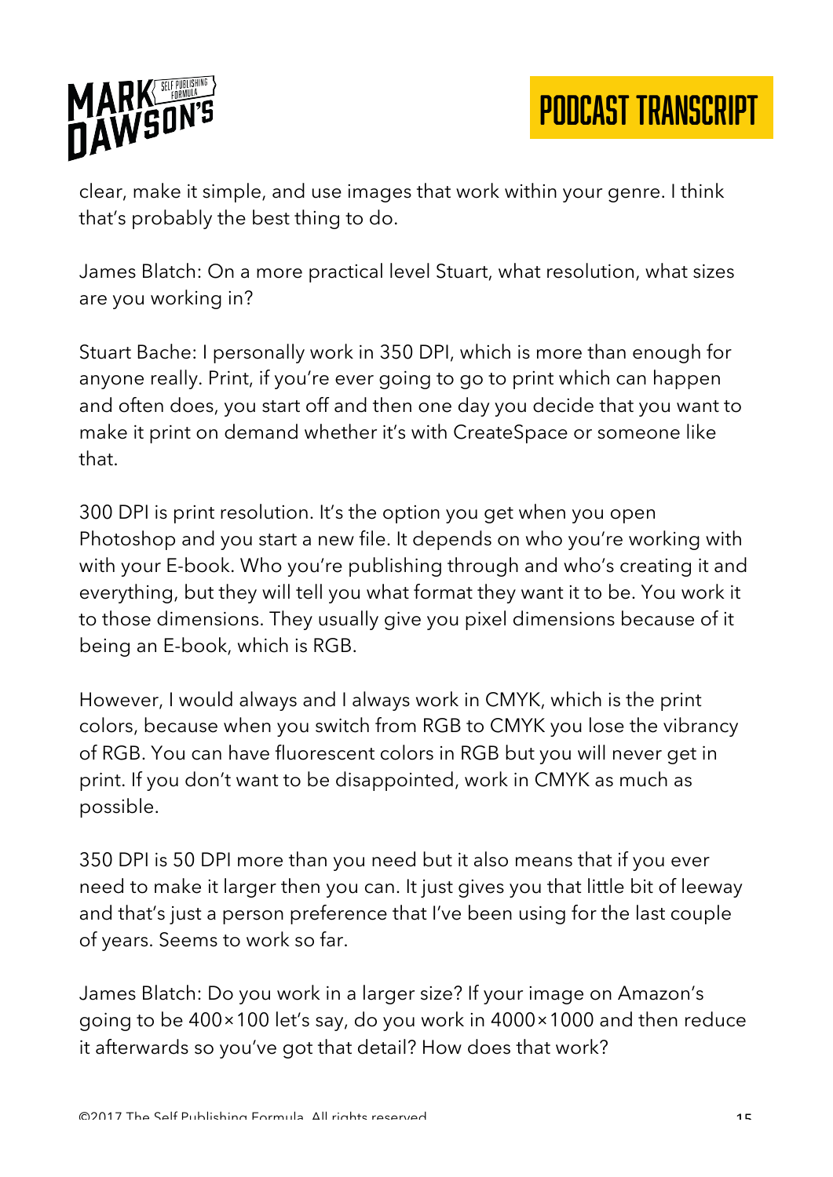clear, make it simple, and use images that work within your genre. I think that's probably the best thing to do.

James Blatch: On a more practical level Stuart, what resolution, what sizes are you working in?

Stuart Bache: I personally work in 350 DPI, which is more than enough for anyone really. Print, if you're ever going to go to print which can happen and often does, you start off and then one day you decide that you want to make it print on demand whether it's with CreateSpace or someone like that.

300 DPI is print resolution. It's the option you get when you open Photoshop and you start a new file. It depends on who you're working with with your E-book. Who you're publishing through and who's creating it and everything, but they will tell you what format they want it to be. You work it to those dimensions. They usually give you pixel dimensions because of it being an E-book, which is RGB.

However, I would always and I always work in CMYK, which is the print colors, because when you switch from RGB to CMYK you lose the vibrancy of RGB. You can have fluorescent colors in RGB but you will never get in print. If you don't want to be disappointed, work in CMYK as much as possible.

350 DPI is 50 DPI more than you need but it also means that if you ever need to make it larger then you can. It just gives you that little bit of leeway and that's just a person preference that I've been using for the last couple of years. Seems to work so far.

James Blatch: Do you work in a larger size? If your image on Amazon's going to be 400×100 let's say, do you work in 4000×1000 and then reduce it afterwards so you've got that detail? How does that work?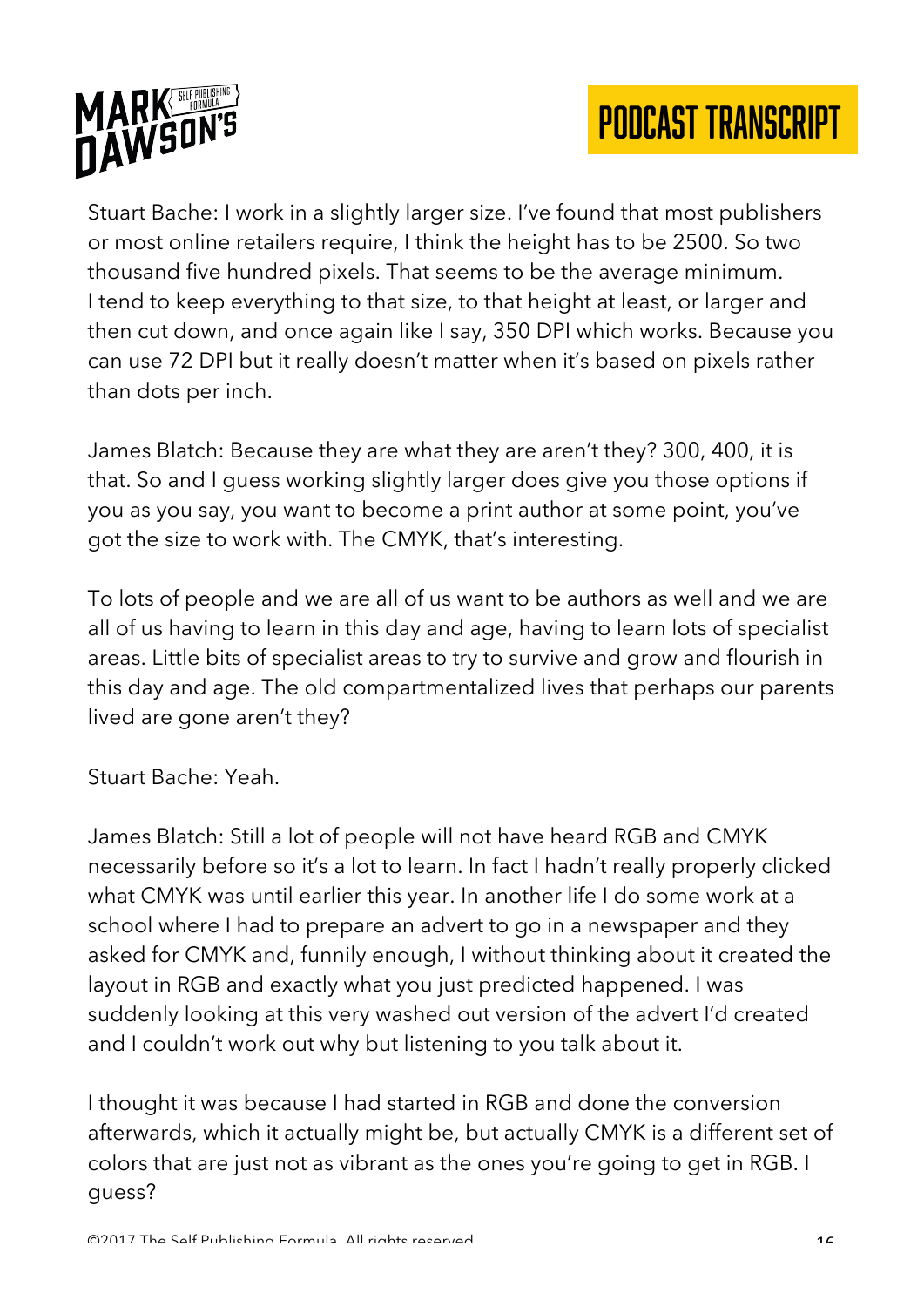Stuart Bache: I work in a slightly larger size. I've found that most publishers or most online retailers require, I think the height has to be 2500. So two thousand five hundred pixels. That seems to be the average minimum. I tend to keep everything to that size, to that height at least, or larger and then cut down, and once again like I say, 350 DPI which works. Because you can use 72 DPI but it really doesn't matter when it's based on pixels rather than dots per inch.

James Blatch: Because they are what they are aren't they? 300, 400, it is that. So and I guess working slightly larger does give you those options if you as you say, you want to become a print author at some point, you've got the size to work with. The CMYK, that's interesting.

To lots of people and we are all of us want to be authors as well and we are all of us having to learn in this day and age, having to learn lots of specialist areas. Little bits of specialist areas to try to survive and grow and flourish in this day and age. The old compartmentalized lives that perhaps our parents lived are gone aren't they?

Stuart Bache: Yeah.

James Blatch: Still a lot of people will not have heard RGB and CMYK necessarily before so it's a lot to learn. In fact I hadn't really properly clicked what CMYK was until earlier this year. In another life I do some work at a school where I had to prepare an advert to go in a newspaper and they asked for CMYK and, funnily enough, I without thinking about it created the layout in RGB and exactly what you just predicted happened. I was suddenly looking at this very washed out version of the advert I'd created and I couldn't work out why but listening to you talk about it.

I thought it was because I had started in RGB and done the conversion afterwards, which it actually might be, but actually CMYK is a different set of colors that are just not as vibrant as the ones you're going to get in RGB. I guess?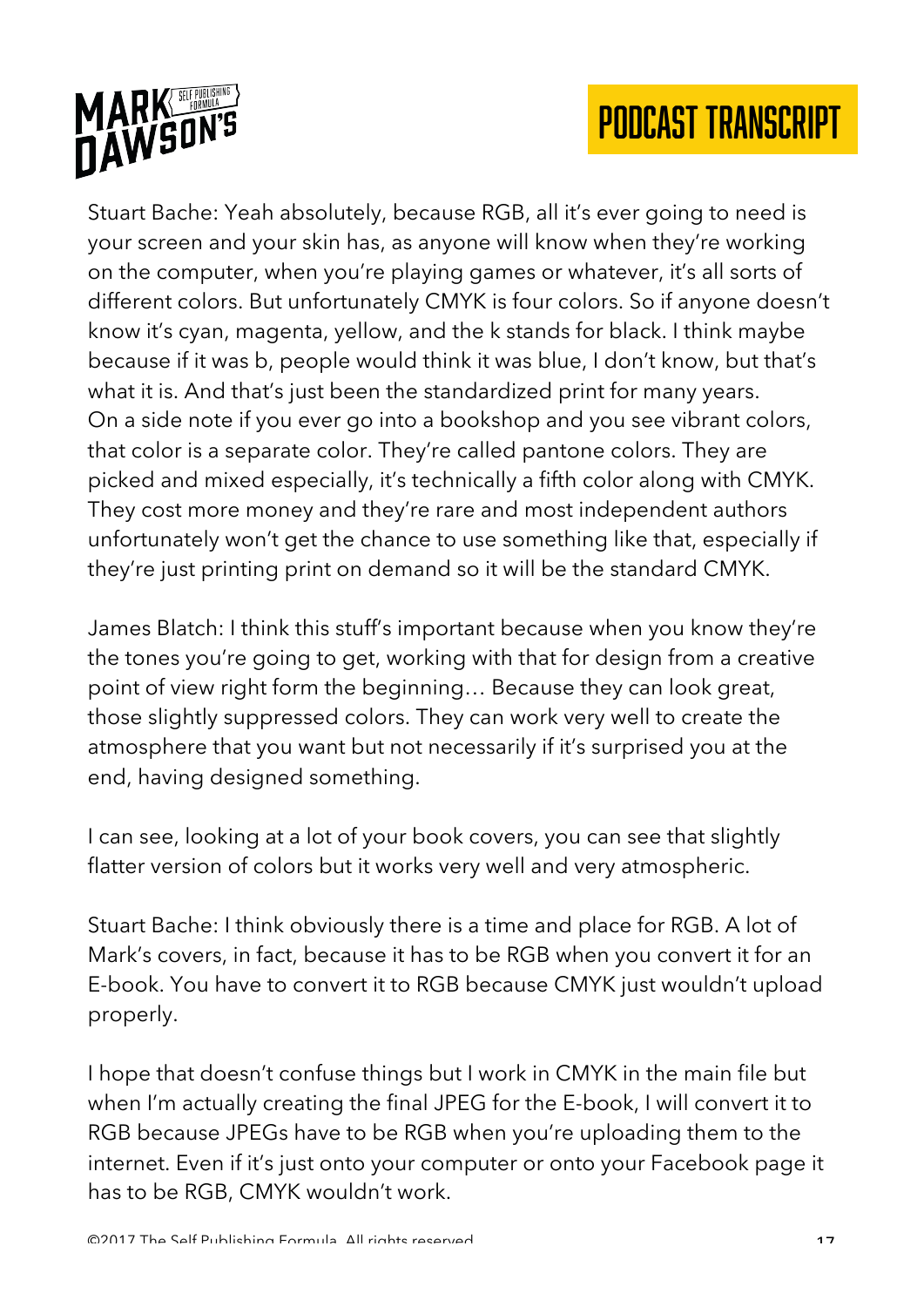Stuart Bache: Yeah absolutely, because RGB, all it's ever going to need is your screen and your skin has, as anyone will know when they're working on the computer, when you're playing games or whatever, it's all sorts of different colors. But unfortunately CMYK is four colors. So if anyone doesn't know it's cyan, magenta, yellow, and the k stands for black. I think maybe because if it was b, people would think it was blue, I don't know, but that's what it is. And that's just been the standardized print for many years. On a side note if you ever go into a bookshop and you see vibrant colors, that color is a separate color. They're called pantone colors. They are picked and mixed especially, it's technically a fifth color along with CMYK. They cost more money and they're rare and most independent authors unfortunately won't get the chance to use something like that, especially if they're just printing print on demand so it will be the standard CMYK.

James Blatch: I think this stuff's important because when you know they're the tones you're going to get, working with that for design from a creative point of view right form the beginning… Because they can look great, those slightly suppressed colors. They can work very well to create the atmosphere that you want but not necessarily if it's surprised you at the end, having designed something.

I can see, looking at a lot of your book covers, you can see that slightly flatter version of colors but it works very well and very atmospheric.

Stuart Bache: I think obviously there is a time and place for RGB. A lot of Mark's covers, in fact, because it has to be RGB when you convert it for an E-book. You have to convert it to RGB because CMYK just wouldn't upload properly.

I hope that doesn't confuse things but I work in CMYK in the main file but when I'm actually creating the final JPEG for the E-book, I will convert it to RGB because JPEGs have to be RGB when you're uploading them to the internet. Even if it's just onto your computer or onto your Facebook page it has to be RGB, CMYK wouldn't work.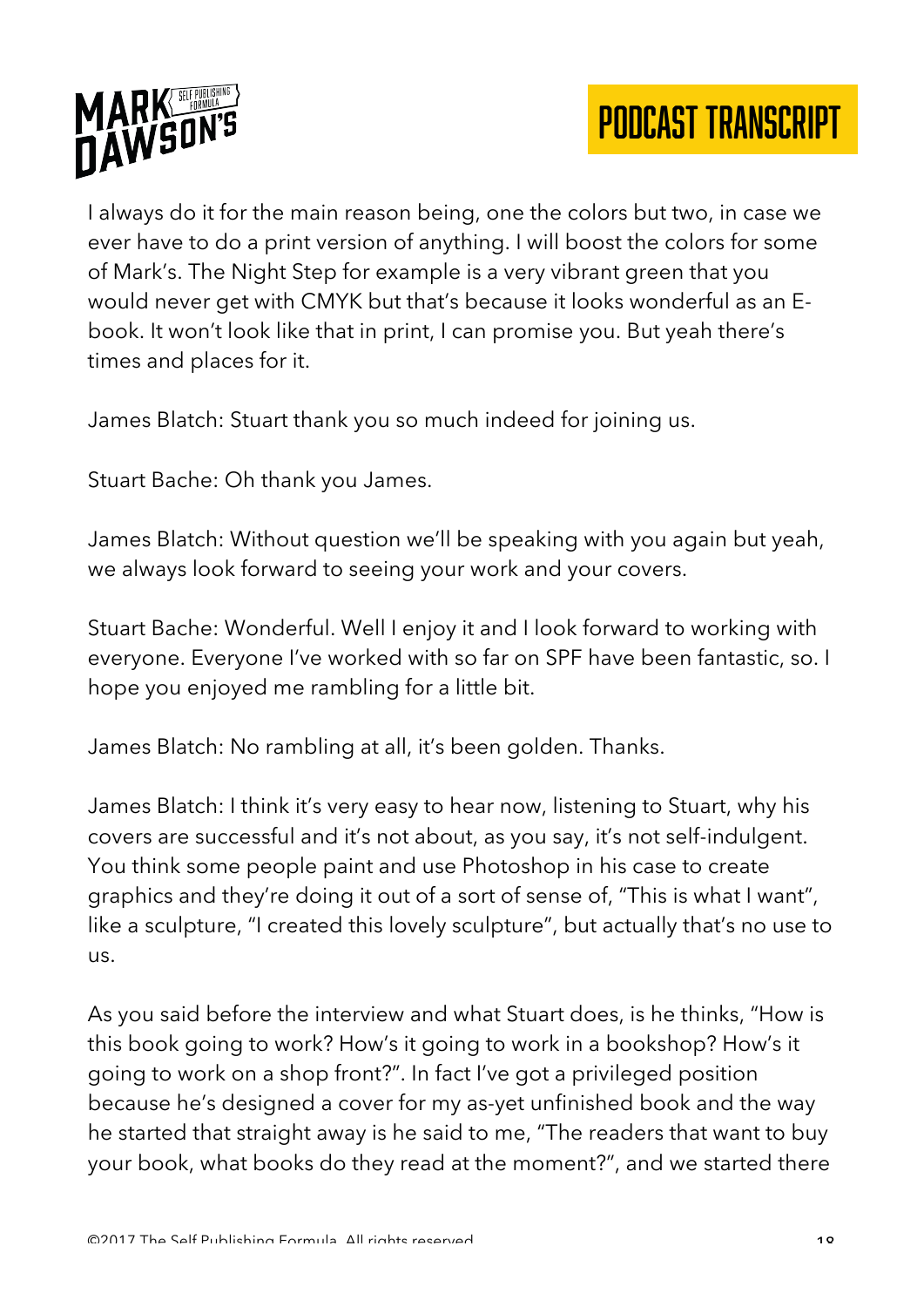I always do it for the main reason being, one the colors but two, in case we ever have to do a print version of anything. I will boost the colors for some of Mark's. The Night Step for example is a very vibrant green that you would never get with CMYK but that's because it looks wonderful as an E-book. It won't look like that in print, I can promise you. But yeah there's times and places for it.

James Blatch: Stuart thank you so much indeed for joining us.

Stuart Bache: Oh thank you James.

James Blatch: Without question we'll be speaking with you again but yeah, we always look forward to seeing your work and your covers.

Stuart Bache: Wonderful. Well I enjoy it and I look forward to working with everyone. Everyone I've worked with so far on SPF have been fantastic, so. I hope you enjoyed me rambling for a little bit.

James Blatch: No rambling at all, it's been golden. Thanks.

James Blatch: I think it's very easy to hear now, listening to Stuart, why his covers are successful and it's not about, as you say, it's not self-indulgent. You think some people paint and use Photoshop in his case to create graphics and they're doing it out of a sort of sense of, "This is what I want", like a sculpture, "I created this lovely sculpture", but actually that's no use to us.

As you said before the interview and what Stuart does, is he thinks, "How is this book going to work? How's it going to work in a bookshop? How's it going to work on a shop front?". In fact I've got a privileged position because he's designed a cover for my as-yet unfinished book and the way he started that straight away is he said to me, "The readers that want to buy your book, what books do they read at the moment?", and we started there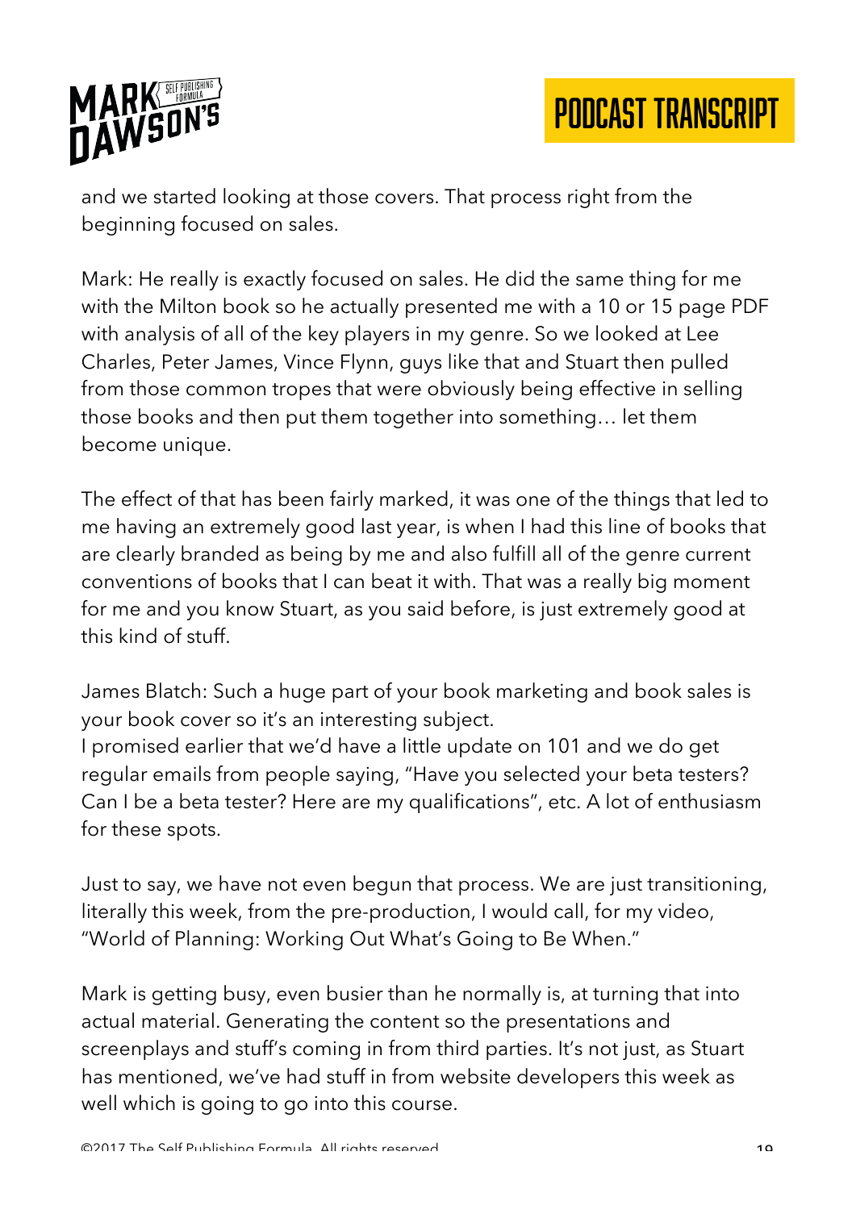and we started looking at those covers. That process right from the beginning focused on sales.

Mark: He really is exactly focused on sales. He did the same thing for me with the Milton book so he actually presented me with a 10 or 15 page PDF with analysis of all of the key players in my genre. So we looked at Lee Charles, Peter James, Vince Flynn, guys like that and Stuart then pulled from those common tropes that were obviously being effective in selling those books and then put them together into something… let them become unique.

The effect of that has been fairly marked, it was one of the things that led to me having an extremely good last year, is when I had this line of books that are clearly branded as being by me and also fulfill all of the genre current conventions of books that I can beat it with. That was a really big moment for me and you know Stuart, as you said before, is just extremely good at this kind of stuff.

James Blatch: Such a huge part of your book marketing and book sales is your book cover so it's an interesting subject.
I promised earlier that we'd have a little update on 101 and we do get regular emails from people saying, "Have you selected your beta testers? Can I be a beta tester? Here are my qualifications", etc. A lot of enthusiasm for these spots.

Just to say, we have not even begun that process. We are just transitioning, literally this week, from the pre-production, I would call, for my video, "World of Planning: Working Out What's Going to Be When."

Mark is getting busy, even busier than he normally is, at turning that into actual material. Generating the content so the presentations and screenplays and stuff's coming in from third parties. It's not just, as Stuart has mentioned, we've had stuff in from website developers this week as well which is going to go into this course.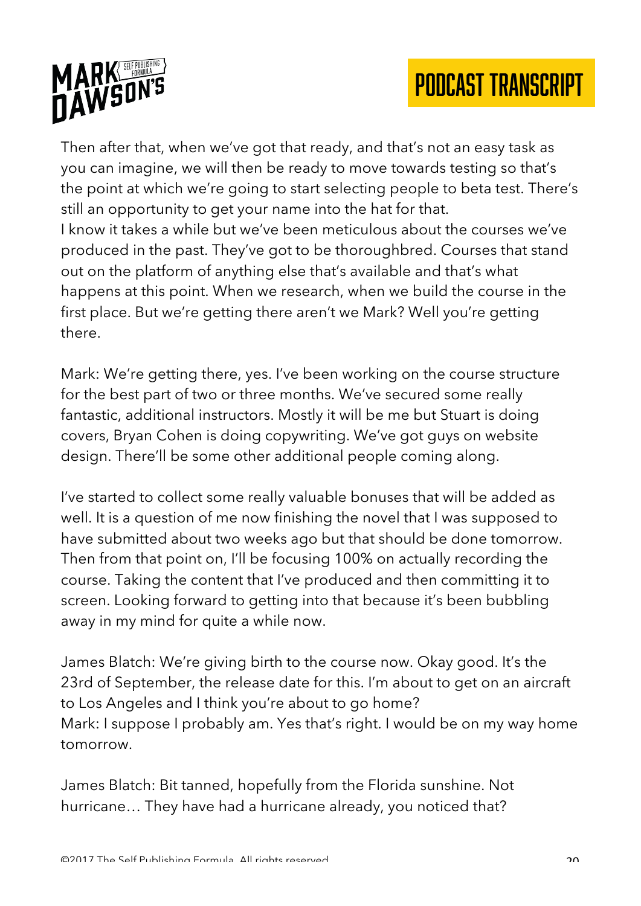Then after that, when we've got that ready, and that's not an easy task as you can imagine, we will then be ready to move towards testing so that's the point at which we're going to start selecting people to beta test. There's still an opportunity to get your name into the hat for that.
I know it takes a while but we've been meticulous about the courses we've produced in the past. They've got to be thoroughbred. Courses that stand out on the platform of anything else that's available and that's what happens at this point. When we research, when we build the course in the first place. But we're getting there aren't we Mark? Well you're getting there.

Mark: We're getting there, yes. I've been working on the course structure for the best part of two or three months. We've secured some really fantastic, additional instructors. Mostly it will be me but Stuart is doing covers, Bryan Cohen is doing copywriting. We've got guys on website design. There'll be some other additional people coming along.

I've started to collect some really valuable bonuses that will be added as well. It is a question of me now finishing the novel that I was supposed to have submitted about two weeks ago but that should be done tomorrow. Then from that point on, I'll be focusing 100% on actually recording the course. Taking the content that I've produced and then committing it to screen. Looking forward to getting into that because it's been bubbling away in my mind for quite a while now.

James Blatch: We're giving birth to the course now. Okay good. It's the 23rd of September, the release date for this. I'm about to get on an aircraft to Los Angeles and I think you're about to go home?
Mark: I suppose I probably am. Yes that's right. I would be on my way home tomorrow.

James Blatch: Bit tanned, hopefully from the Florida sunshine. Not hurricane… They have had a hurricane already, you noticed that?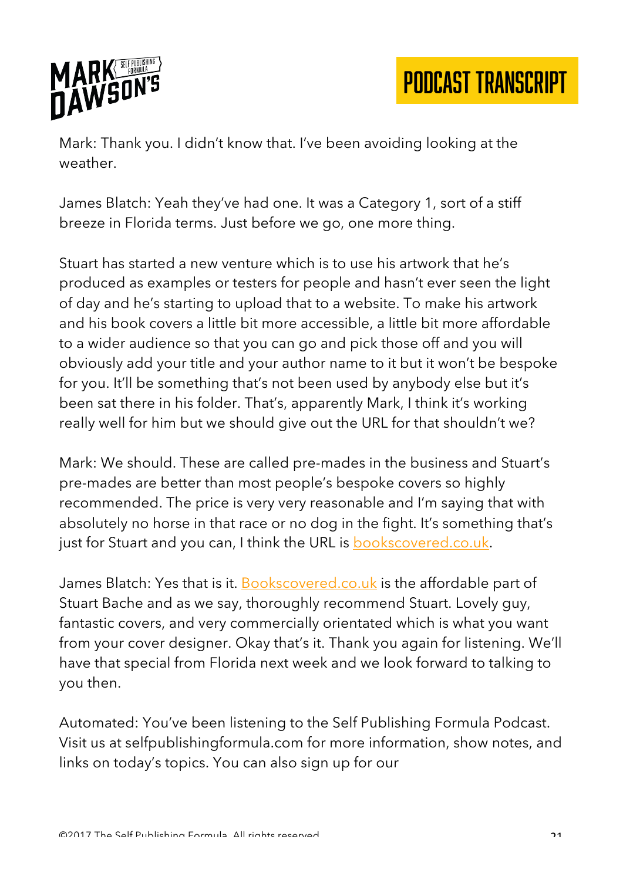Mark: Thank you. I didn't know that. I've been avoiding looking at the weather.

James Blatch: Yeah they've had one. It was a Category 1, sort of a stiff breeze in Florida terms. Just before we go, one more thing.

Stuart has started a new venture which is to use his artwork that he's produced as examples or testers for people and hasn't ever seen the light of day and he's starting to upload that to a website. To make his artwork and his book covers a little bit more accessible, a little bit more affordable to a wider audience so that you can go and pick those off and you will obviously add your title and your author name to it but it won't be bespoke for you. It'll be something that's not been used by anybody else but it's been sat there in his folder. That's, apparently Mark, I think it's working really well for him but we should give out the URL for that shouldn't we?

Mark: We should. These are called pre-mades in the business and Stuart's pre-mades are better than most people's bespoke covers so highly recommended. The price is very very reasonable and I'm saying that with absolutely no horse in that race or no dog in the fight. It's something that's just for Stuart and you can, I think the URL is [bookscovered.co.uk](bookscovered.co.uk).

James Blatch: Yes that is it. [Bookscovered.co.uk](Bookscovered.co.uk) is the affordable part of Stuart Bache and as we say, thoroughly recommend Stuart. Lovely guy, fantastic covers, and very commercially orientated which is what you want from your cover designer. Okay that's it. Thank you again for listening. We'll have that special from Florida next week and we look forward to talking to you then.

Automated: You've been listening to the Self Publishing Formula Podcast. Visit us at selfpublishingformula.com for more information, show notes, and links on today's topics. You can also sign up for our